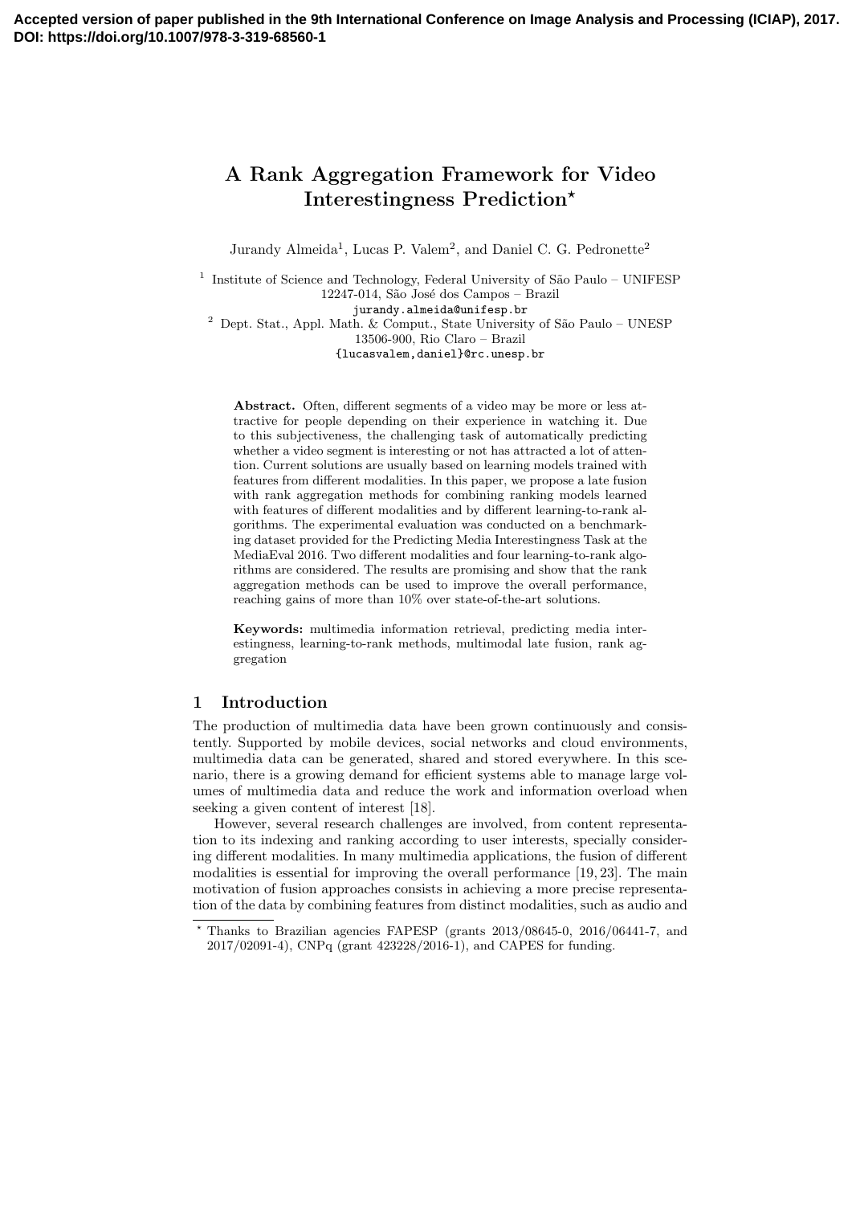**Accepted version of paper published in the 9th International Conference on Image Analysis and Processing (ICIAP), 2017. DOI: https://doi.org/10.1007/978-3-319-68560-1**

# A Rank Aggregation Framework for Video Interestingness Prediction*

Jurandy Almeida[1], Lucas P. Valem[2], and Daniel C. G. Pedronette[2]

[1] Institute of Science and Technology, Federal University of São Paulo – UNIFESP 12247-014, São José dos Campos – Brazil
jurandy.almeida@unifesp.br

[2] Dept. Stat., Appl. Math. & Comput., State University of São Paulo – UNESP 13506-900, Rio Claro – Brazil
{lucasvalem,daniel}@rc.unesp.br

**Abstract.** Often, different segments of a video may be more or less attractive for people depending on their experience in watching it. Due to this subjectiveness, the challenging task of automatically predicting whether a video segment is interesting or not has attracted a lot of attention. Current solutions are usually based on learning models trained with features from different modalities. In this paper, we propose a late fusion with rank aggregation methods for combining ranking models learned with features of different modalities and by different learning-to-rank algorithms. The experimental evaluation was conducted on a benchmarking dataset provided for the Predicting Media Interestingness Task at the MediaEval 2016. Two different modalities and four learning-to-rank algorithms are considered. The results are promising and show that the rank aggregation methods can be used to improve the overall performance, reaching gains of more than 10% over state-of-the-art solutions.

**Keywords:** multimedia information retrieval, predicting media interestingness, learning-to-rank methods, multimodal late fusion, rank aggregation

## 1 Introduction

The production of multimedia data have been grown continuously and consistently. Supported by mobile devices, social networks and cloud environments, multimedia data can be generated, shared and stored everywhere. In this scenario, there is a growing demand for efficient systems able to manage large volumes of multimedia data and reduce the work and information overload when seeking a given content of interest [18].

However, several research challenges are involved, from content representation to its indexing and ranking according to user interests, specially considering different modalities. In many multimedia applications, the fusion of different modalities is essential for improving the overall performance [19, 23]. The main motivation of fusion approaches consists in achieving a more precise representation of the data by combining features from distinct modalities, such as audio and

* Thanks to Brazilian agencies FAPESP (grants 2013/08645-0, 2016/06441-7, and 2017/02091-4), CNPq (grant 423228/2016-1), and CAPES for funding.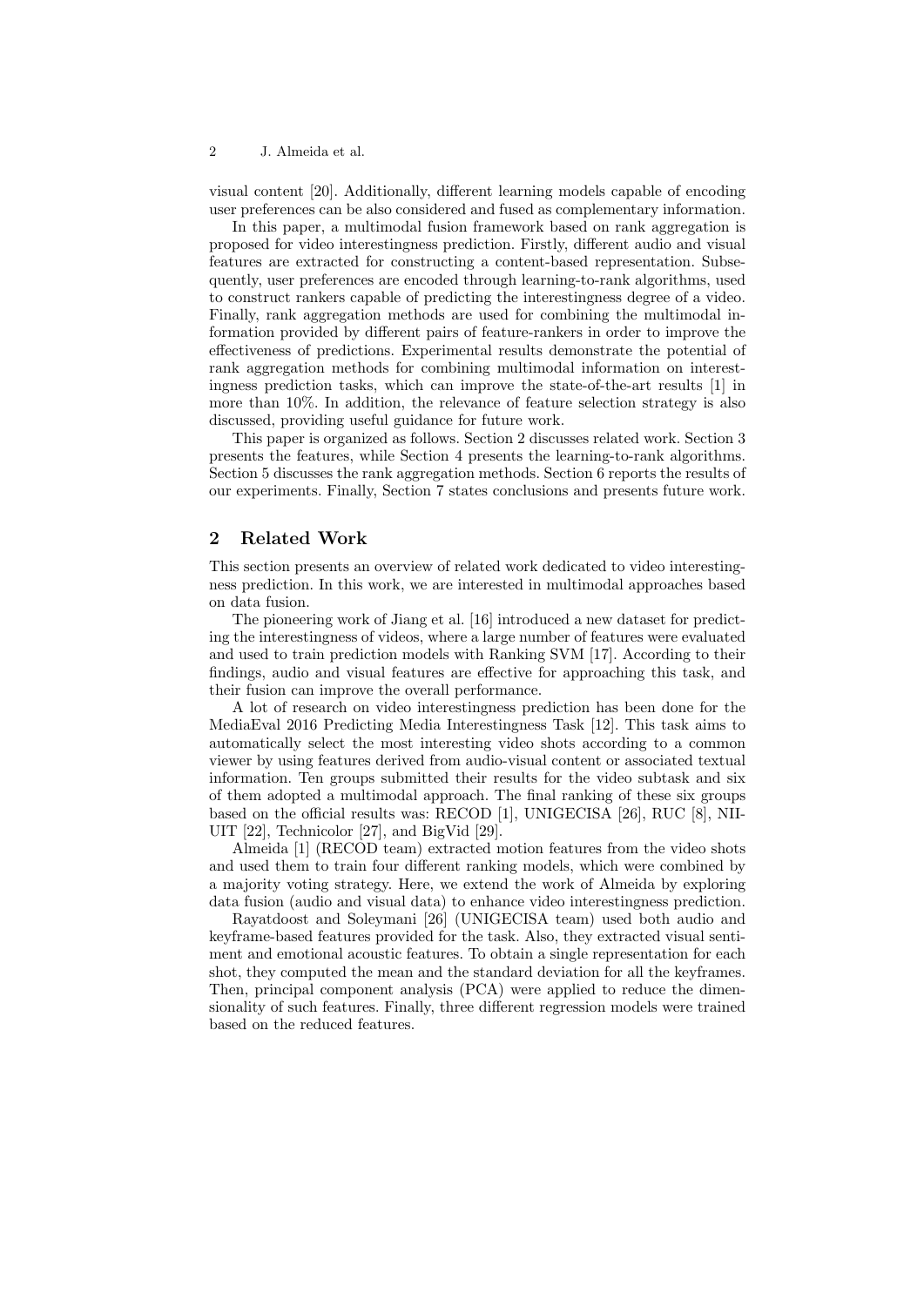visual content [20]. Additionally, different learning models capable of encoding user preferences can be also considered and fused as complementary information.

In this paper, a multimodal fusion framework based on rank aggregation is proposed for video interestingness prediction. Firstly, different audio and visual features are extracted for constructing a content-based representation. Subsequently, user preferences are encoded through learning-to-rank algorithms, used to construct rankers capable of predicting the interestingness degree of a video. Finally, rank aggregation methods are used for combining the multimodal information provided by different pairs of feature-rankers in order to improve the effectiveness of predictions. Experimental results demonstrate the potential of rank aggregation methods for combining multimodal information on interestingness prediction tasks, which can improve the state-of-the-art results [1] in more than 10%. In addition, the relevance of feature selection strategy is also discussed, providing useful guidance for future work.

This paper is organized as follows. Section 2 discusses related work. Section 3 presents the features, while Section 4 presents the learning-to-rank algorithms. Section 5 discusses the rank aggregation methods. Section 6 reports the results of our experiments. Finally, Section 7 states conclusions and presents future work.

## 2 Related Work

This section presents an overview of related work dedicated to video interestingness prediction. In this work, we are interested in multimodal approaches based on data fusion.

The pioneering work of Jiang et al. [16] introduced a new dataset for predicting the interestingness of videos, where a large number of features were evaluated and used to train prediction models with Ranking SVM [17]. According to their findings, audio and visual features are effective for approaching this task, and their fusion can improve the overall performance.

A lot of research on video interestingness prediction has been done for the MediaEval 2016 Predicting Media Interestingness Task [12]. This task aims to automatically select the most interesting video shots according to a common viewer by using features derived from audio-visual content or associated textual information. Ten groups submitted their results for the video subtask and six of them adopted a multimodal approach. The final ranking of these six groups based on the official results was: RECOD [1], UNIGECISA [26], RUC [8], NII-UIT [22], Technicolor [27], and BigVid [29].

Almeida [1] (RECOD team) extracted motion features from the video shots and used them to train four different ranking models, which were combined by a majority voting strategy. Here, we extend the work of Almeida by exploring data fusion (audio and visual data) to enhance video interestingness prediction.

Rayatdoost and Soleymani [26] (UNIGECISA team) used both audio and keyframe-based features provided for the task. Also, they extracted visual sentiment and emotional acoustic features. To obtain a single representation for each shot, they computed the mean and the standard deviation for all the keyframes. Then, principal component analysis (PCA) were applied to reduce the dimensionality of such features. Finally, three different regression models were trained based on the reduced features.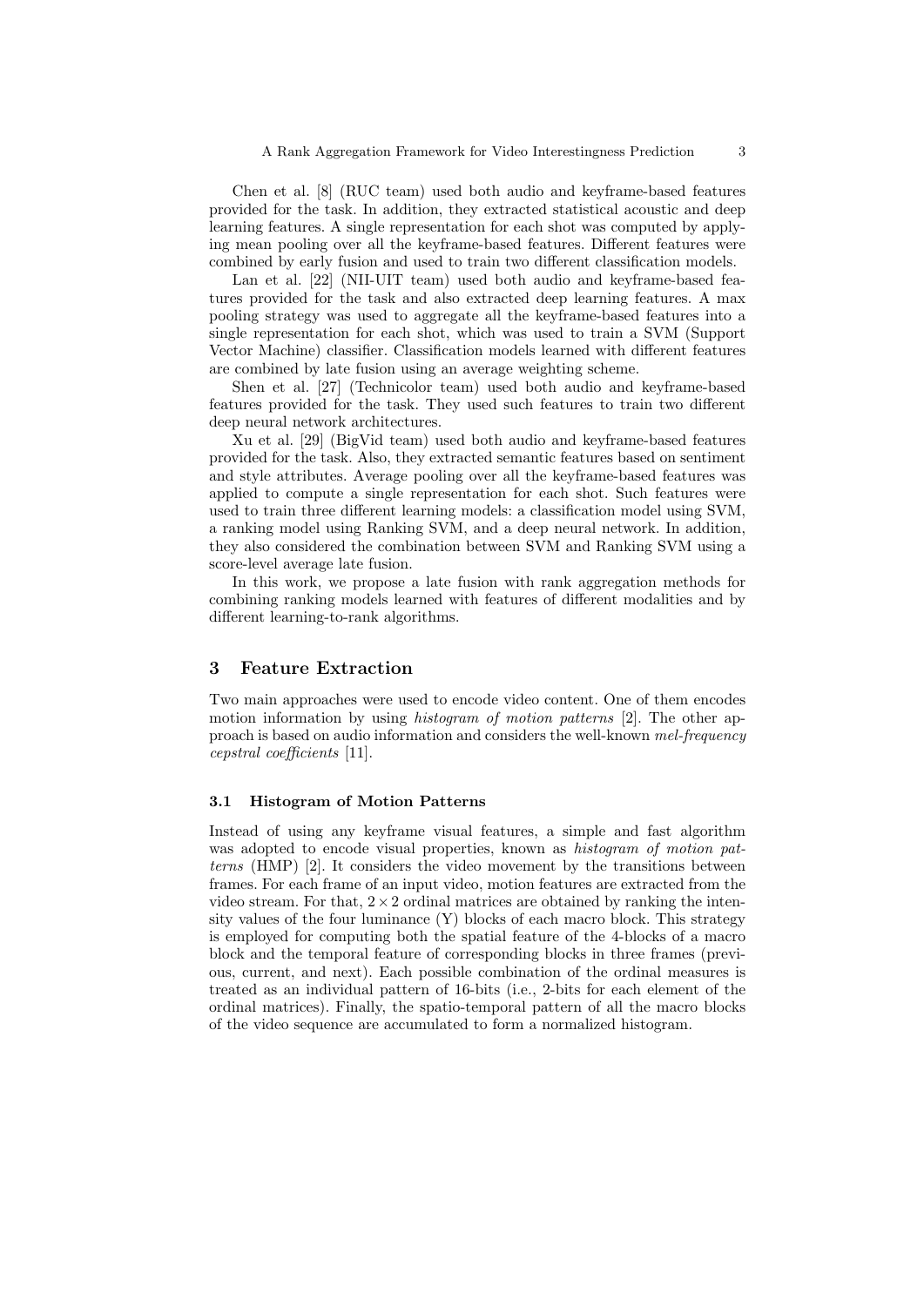Chen et al. [8] (RUC team) used both audio and keyframe-based features provided for the task. In addition, they extracted statistical acoustic and deep learning features. A single representation for each shot was computed by applying mean pooling over all the keyframe-based features. Different features were combined by early fusion and used to train two different classification models.

Lan et al. [22] (NII-UIT team) used both audio and keyframe-based features provided for the task and also extracted deep learning features. A max pooling strategy was used to aggregate all the keyframe-based features into a single representation for each shot, which was used to train a SVM (Support Vector Machine) classifier. Classification models learned with different features are combined by late fusion using an average weighting scheme.

Shen et al. [27] (Technicolor team) used both audio and keyframe-based features provided for the task. They used such features to train two different deep neural network architectures.

Xu et al. [29] (BigVid team) used both audio and keyframe-based features provided for the task. Also, they extracted semantic features based on sentiment and style attributes. Average pooling over all the keyframe-based features was applied to compute a single representation for each shot. Such features were used to train three different learning models: a classification model using SVM, a ranking model using Ranking SVM, and a deep neural network. In addition, they also considered the combination between SVM and Ranking SVM using a score-level average late fusion.

In this work, we propose a late fusion with rank aggregation methods for combining ranking models learned with features of different modalities and by different learning-to-rank algorithms.

## 3 Feature Extraction

Two main approaches were used to encode video content. One of them encodes motion information by using *histogram of motion patterns* [2]. The other approach is based on audio information and considers the well-known *mel-frequency cepstral coefficients* [11].

### 3.1 Histogram of Motion Patterns

Instead of using any keyframe visual features, a simple and fast algorithm was adopted to encode visual properties, known as *histogram of motion patterns* (HMP) [2]. It considers the video movement by the transitions between frames. For each frame of an input video, motion features are extracted from the video stream. For that, $2 \times 2$ ordinal matrices are obtained by ranking the intensity values of the four luminance (Y) blocks of each macro block. This strategy is employed for computing both the spatial feature of the 4-blocks of a macro block and the temporal feature of corresponding blocks in three frames (previous, current, and next). Each possible combination of the ordinal measures is treated as an individual pattern of 16-bits (i.e., 2-bits for each element of the ordinal matrices). Finally, the spatio-temporal pattern of all the macro blocks of the video sequence are accumulated to form a normalized histogram.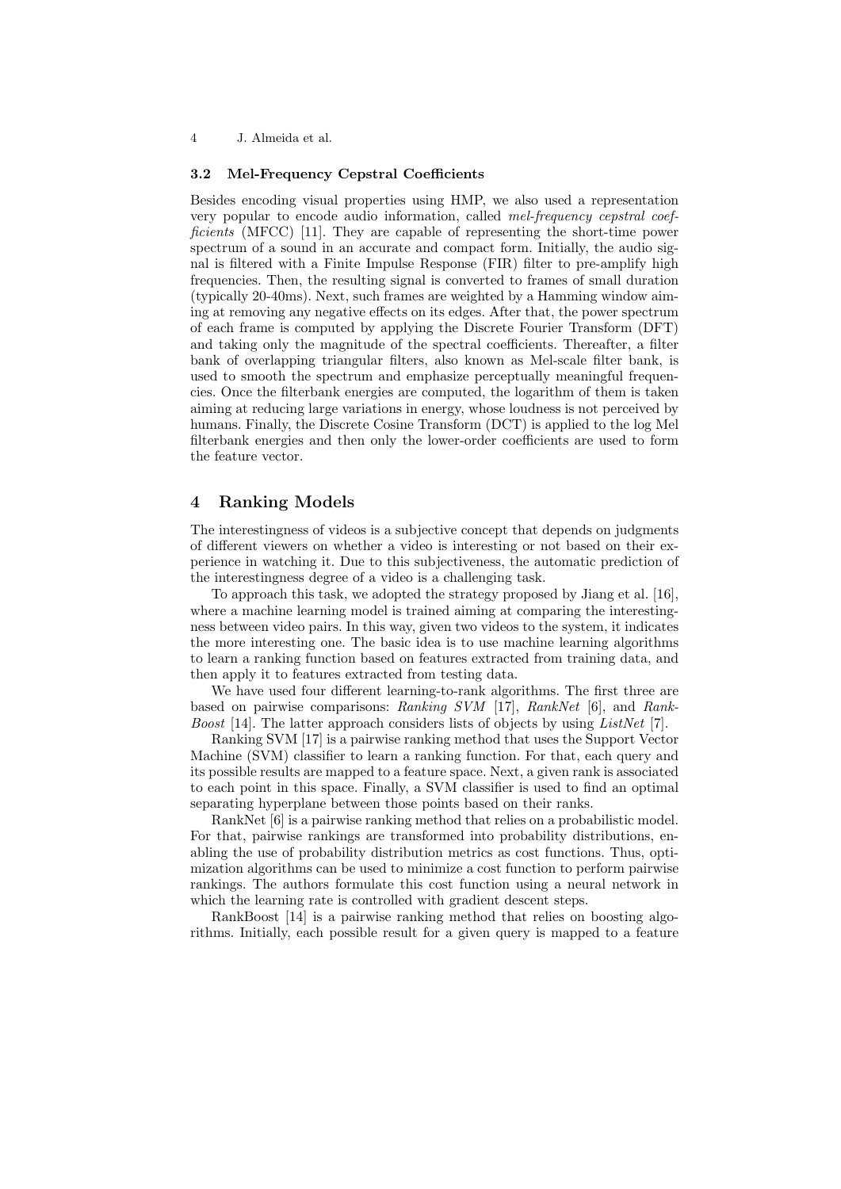### 3.2 Mel-Frequency Cepstral Coefficients

Besides encoding visual properties using HMP, we also used a representation very popular to encode audio information, called *mel-frequency cepstral coefficients* (MFCC) [11]. They are capable of representing the short-time power spectrum of a sound in an accurate and compact form. Initially, the audio signal is filtered with a Finite Impulse Response (FIR) filter to pre-amplify high frequencies. Then, the resulting signal is converted to frames of small duration (typically 20-40ms). Next, such frames are weighted by a Hamming window aiming at removing any negative effects on its edges. After that, the power spectrum of each frame is computed by applying the Discrete Fourier Transform (DFT) and taking only the magnitude of the spectral coefficients. Thereafter, a filter bank of overlapping triangular filters, also known as Mel-scale filter bank, is used to smooth the spectrum and emphasize perceptually meaningful frequencies. Once the filterbank energies are computed, the logarithm of them is taken aiming at reducing large variations in energy, whose loudness is not perceived by humans. Finally, the Discrete Cosine Transform (DCT) is applied to the log Mel filterbank energies and then only the lower-order coefficients are used to form the feature vector.

## 4 Ranking Models

The interestingness of videos is a subjective concept that depends on judgments of different viewers on whether a video is interesting or not based on their experience in watching it. Due to this subjectiveness, the automatic prediction of the interestingness degree of a video is a challenging task.

To approach this task, we adopted the strategy proposed by Jiang et al. [16], where a machine learning model is trained aiming at comparing the interestingness between video pairs. In this way, given two videos to the system, it indicates the more interesting one. The basic idea is to use machine learning algorithms to learn a ranking function based on features extracted from training data, and then apply it to features extracted from testing data.

We have used four different learning-to-rank algorithms. The first three are based on pairwise comparisons: *Ranking SVM* [17], *RankNet* [6], and *RankBoost* [14]. The latter approach considers lists of objects by using *ListNet* [7].

Ranking SVM [17] is a pairwise ranking method that uses the Support Vector Machine (SVM) classifier to learn a ranking function. For that, each query and its possible results are mapped to a feature space. Next, a given rank is associated to each point in this space. Finally, a SVM classifier is used to find an optimal separating hyperplane between those points based on their ranks.

RankNet [6] is a pairwise ranking method that relies on a probabilistic model. For that, pairwise rankings are transformed into probability distributions, enabling the use of probability distribution metrics as cost functions. Thus, optimization algorithms can be used to minimize a cost function to perform pairwise rankings. The authors formulate this cost function using a neural network in which the learning rate is controlled with gradient descent steps.

RankBoost [14] is a pairwise ranking method that relies on boosting algorithms. Initially, each possible result for a given query is mapped to a feature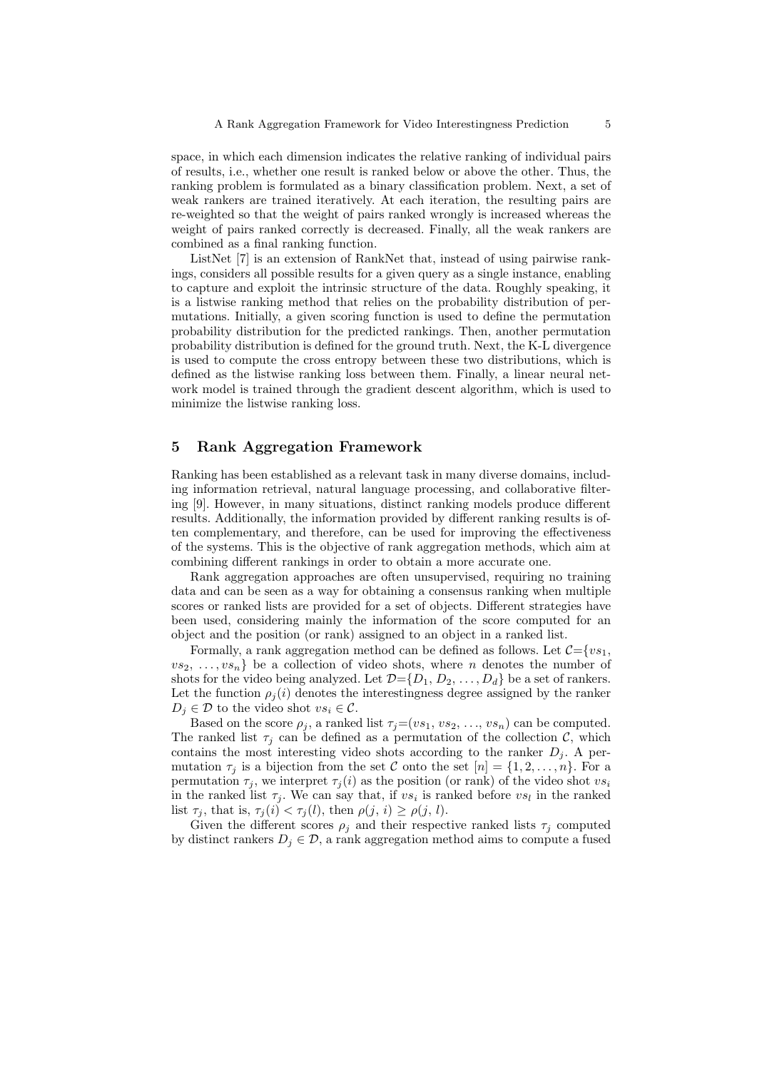space, in which each dimension indicates the relative ranking of individual pairs of results, i.e., whether one result is ranked below or above the other. Thus, the ranking problem is formulated as a binary classification problem. Next, a set of weak rankers are trained iteratively. At each iteration, the resulting pairs are re-weighted so that the weight of pairs ranked wrongly is increased whereas the weight of pairs ranked correctly is decreased. Finally, all the weak rankers are combined as a final ranking function.

ListNet [7] is an extension of RankNet that, instead of using pairwise rankings, considers all possible results for a given query as a single instance, enabling to capture and exploit the intrinsic structure of the data. Roughly speaking, it is a listwise ranking method that relies on the probability distribution of permutations. Initially, a given scoring function is used to define the permutation probability distribution for the predicted rankings. Then, another permutation probability distribution is defined for the ground truth. Next, the K-L divergence is used to compute the cross entropy between these two distributions, which is defined as the listwise ranking loss between them. Finally, a linear neural network model is trained through the gradient descent algorithm, which is used to minimize the listwise ranking loss.

## 5 Rank Aggregation Framework

Ranking has been established as a relevant task in many diverse domains, including information retrieval, natural language processing, and collaborative filtering [9]. However, in many situations, distinct ranking models produce different results. Additionally, the information provided by different ranking results is often complementary, and therefore, can be used for improving the effectiveness of the systems. This is the objective of rank aggregation methods, which aim at combining different rankings in order to obtain a more accurate one.

Rank aggregation approaches are often unsupervised, requiring no training data and can be seen as a way for obtaining a consensus ranking when multiple scores or ranked lists are provided for a set of objects. Different strategies have been used, considering mainly the information of the score computed for an object and the position (or rank) assigned to an object in a ranked list.

Formally, a rank aggregation method can be defined as follows. Let $\mathcal{C}=\{vs_1, vs_2, \ldots, vs_n\}$ be a collection of video shots, where $n$ denotes the number of shots for the video being analyzed. Let $\mathcal{D}=\{D_1, D_2, \ldots, D_d\}$ be a set of rankers. Let the function $\rho_j(i)$ denotes the interestingness degree assigned by the ranker $D_j \in \mathcal{D}$ to the video shot $vs_i \in \mathcal{C}$.

Based on the score $\rho_j$, a ranked list $\tau_j=(vs_1, vs_2, \ldots, vs_n)$ can be computed. The ranked list $\tau_j$ can be defined as a permutation of the collection $\mathcal{C}$, which contains the most interesting video shots according to the ranker $D_j$. A permutation $\tau_j$ is a bijection from the set $\mathcal{C}$ onto the set $[n] = \{1, 2, \ldots, n\}$. For a permutation $\tau_j$, we interpret $\tau_j(i)$ as the position (or rank) of the video shot $vs_i$ in the ranked list $\tau_j$. We can say that, if $vs_i$ is ranked before $vs_l$ in the ranked list $\tau_j$, that is, $\tau_j(i) < \tau_j(l)$, then $\rho(j, i) \geq \rho(j, l)$.

Given the different scores $\rho_j$ and their respective ranked lists $\tau_j$ computed by distinct rankers $D_j \in \mathcal{D}$, a rank aggregation method aims to compute a fused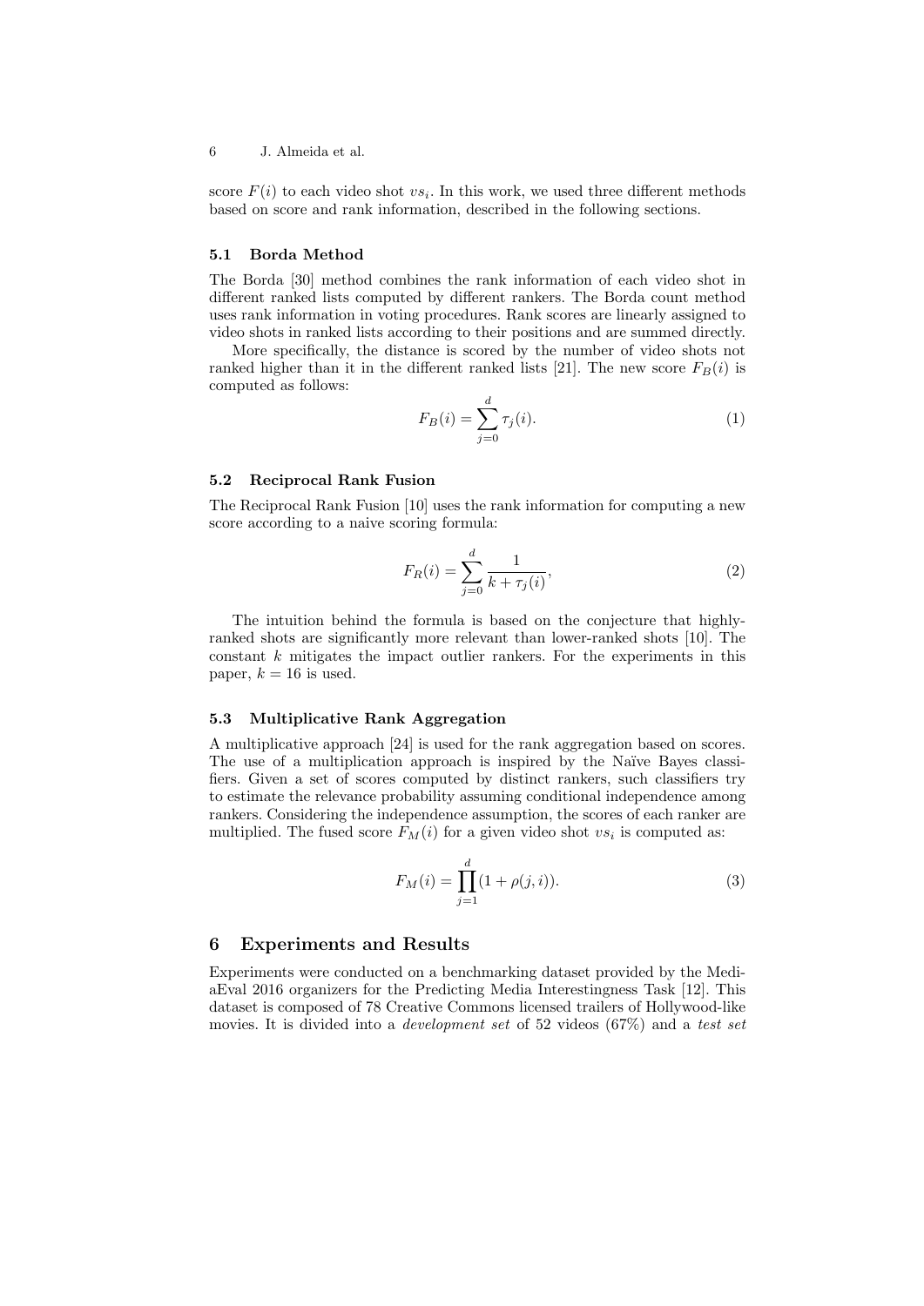score $F(i)$ to each video shot $vs_i$. In this work, we used three different methods based on score and rank information, described in the following sections.

### 5.1 Borda Method

The Borda [30] method combines the rank information of each video shot in different ranked lists computed by different rankers. The Borda count method uses rank information in voting procedures. Rank scores are linearly assigned to video shots in ranked lists according to their positions and are summed directly.

More specifically, the distance is scored by the number of video shots not ranked higher than it in the different ranked lists [21]. The new score $F_B(i)$ is computed as follows:

$$F_B(i) = \sum_{j=0}^{d} \tau_j(i). \tag{1}$$

### 5.2 Reciprocal Rank Fusion

The Reciprocal Rank Fusion [10] uses the rank information for computing a new score according to a naive scoring formula:

$$F_R(i) = \sum_{j=0}^{d} \frac{1}{k + \tau_j(i)}, \tag{2}$$

The intuition behind the formula is based on the conjecture that highly-ranked shots are significantly more relevant than lower-ranked shots [10]. The constant $k$ mitigates the impact outlier rankers. For the experiments in this paper, $k = 16$ is used.

### 5.3 Multiplicative Rank Aggregation

A multiplicative approach [24] is used for the rank aggregation based on scores. The use of a multiplication approach is inspired by the Naïve Bayes classifiers. Given a set of scores computed by distinct rankers, such classifiers try to estimate the relevance probability assuming conditional independence among rankers. Considering the independence assumption, the scores of each ranker are multiplied. The fused score $F_M(i)$ for a given video shot $vs_i$ is computed as:

$$F_M(i) = \prod_{j=1}^{d} (1 + \rho(j, i)). \tag{3}$$

## 6 Experiments and Results

Experiments were conducted on a benchmarking dataset provided by the MediaEval 2016 organizers for the Predicting Media Interestingness Task [12]. This dataset is composed of 78 Creative Commons licensed trailers of Hollywood-like movies. It is divided into a *development set* of 52 videos (67%) and a *test set*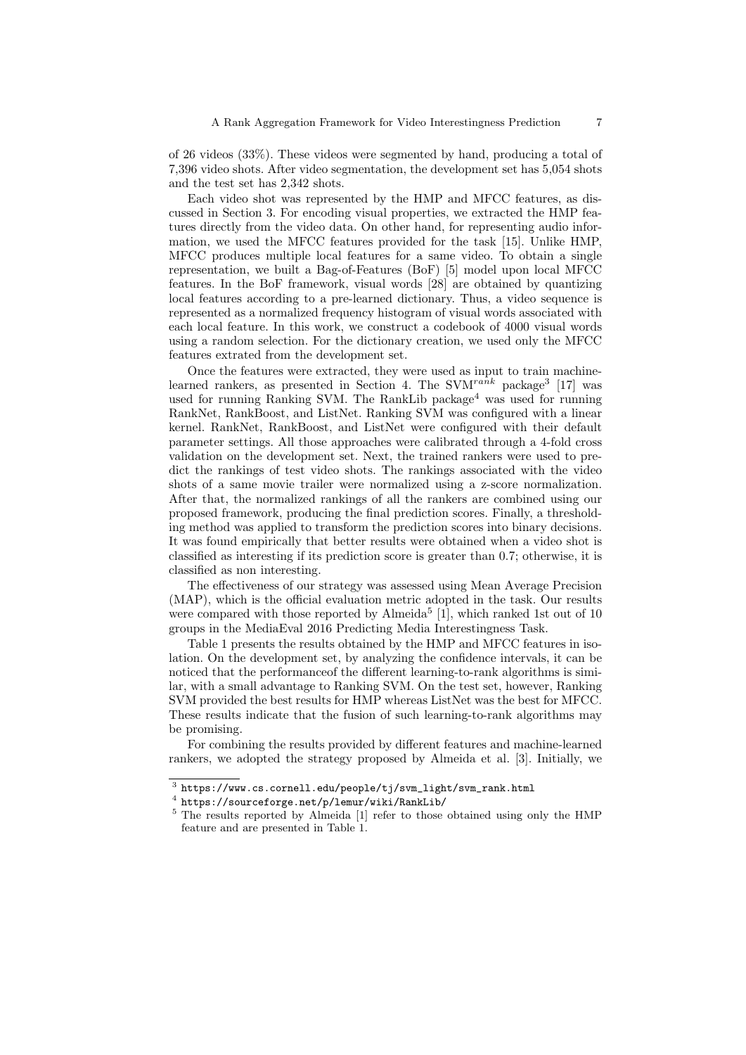of 26 videos (33%). These videos were segmented by hand, producing a total of 7,396 video shots. After video segmentation, the development set has 5,054 shots and the test set has 2,342 shots.

Each video shot was represented by the HMP and MFCC features, as discussed in Section 3. For encoding visual properties, we extracted the HMP features directly from the video data. On other hand, for representing audio information, we used the MFCC features provided for the task [15]. Unlike HMP, MFCC produces multiple local features for a same video. To obtain a single representation, we built a Bag-of-Features (BoF) [5] model upon local MFCC features. In the BoF framework, visual words [28] are obtained by quantizing local features according to a pre-learned dictionary. Thus, a video sequence is represented as a normalized frequency histogram of visual words associated with each local feature. In this work, we construct a codebook of 4000 visual words using a random selection. For the dictionary creation, we used only the MFCC features extrated from the development set.

Once the features were extracted, they were used as input to train machine-learned rankers, as presented in Section 4. The SVM$^{rank}$ package[3] [17] was used for running Ranking SVM. The RankLib package[4] was used for running RankNet, RankBoost, and ListNet. Ranking SVM was configured with a linear kernel. RankNet, RankBoost, and ListNet were configured with their default parameter settings. All those approaches were calibrated through a 4-fold cross validation on the development set. Next, the trained rankers were used to predict the rankings of test video shots. The rankings associated with the video shots of a same movie trailer were normalized using a z-score normalization. After that, the normalized rankings of all the rankers are combined using our proposed framework, producing the final prediction scores. Finally, a thresholding method was applied to transform the prediction scores into binary decisions. It was found empirically that better results were obtained when a video shot is classified as interesting if its prediction score is greater than 0.7; otherwise, it is classified as non interesting.

The effectiveness of our strategy was assessed using Mean Average Precision (MAP), which is the official evaluation metric adopted in the task. Our results were compared with those reported by Almeida[5] [1], which ranked 1st out of 10 groups in the MediaEval 2016 Predicting Media Interestingness Task.

Table 1 presents the results obtained by the HMP and MFCC features in isolation. On the development set, by analyzing the confidence intervals, it can be noticed that the performanceof the different learning-to-rank algorithms is similar, with a small advantage to Ranking SVM. On the test set, however, Ranking SVM provided the best results for HMP whereas ListNet was the best for MFCC. These results indicate that the fusion of such learning-to-rank algorithms may be promising.

For combining the results provided by different features and machine-learned rankers, we adopted the strategy proposed by Almeida et al. [3]. Initially, we

---

[3] https://www.cs.cornell.edu/people/tj/svm_light/svm_rank.html

[4] https://sourceforge.net/p/lemur/wiki/RankLib/

[5] The results reported by Almeida [1] refer to those obtained using only the HMP feature and are presented in Table 1.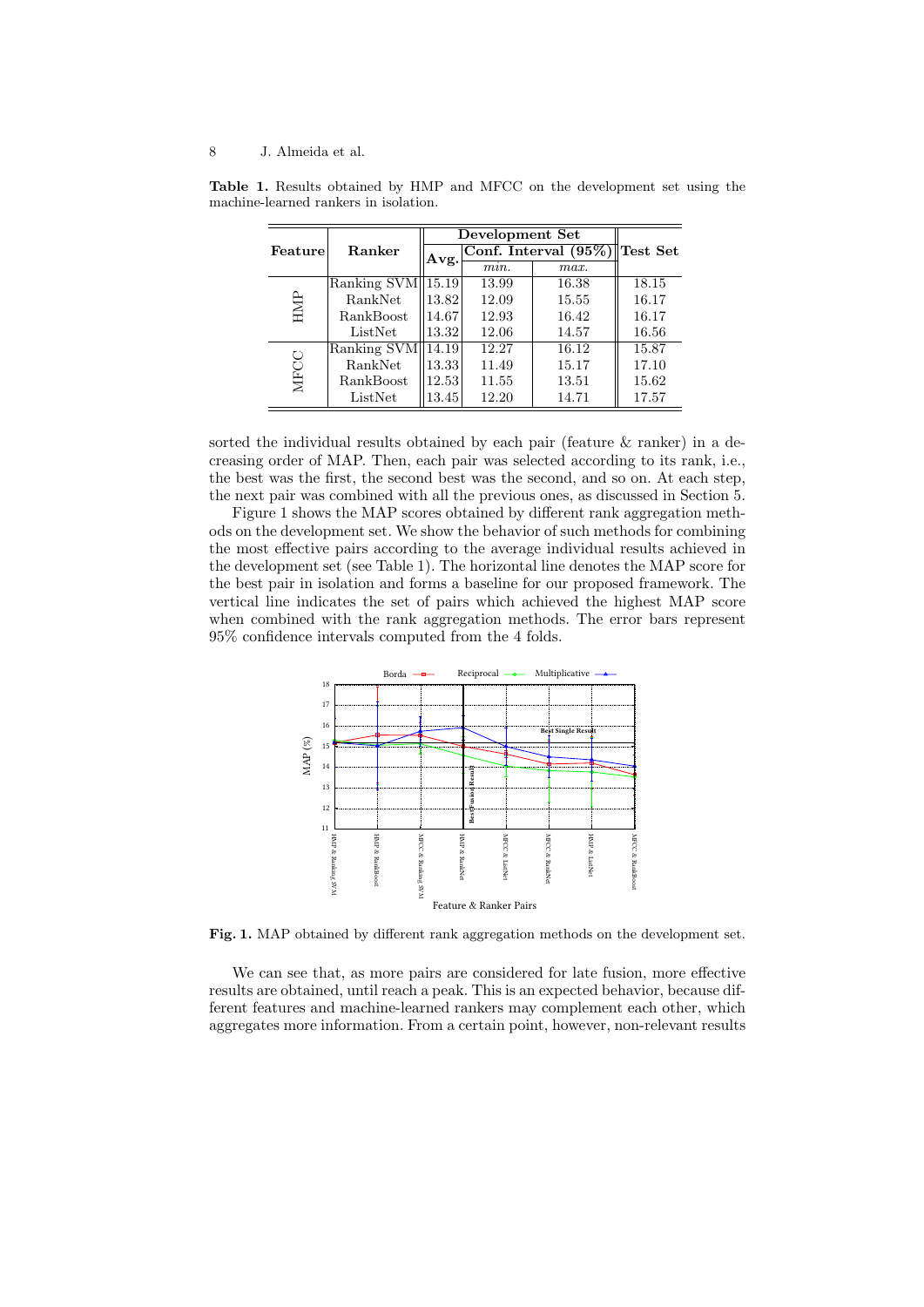**Table 1.** Results obtained by HMP and MFCC on the development set using the machine-learned rankers in isolation.

| Feature | Ranker | Development Set | | | Test Set |
|---|---|---|---|---|---|
| | | Avg. | Conf. Interval (95%) | | |
| | | | *min.* | *max.* | |
| HMP | Ranking SVM | 15.19 | 13.99 | 16.38 | 18.15 |
| | RankNet | 13.82 | 12.09 | 15.55 | 16.17 |
| | RankBoost | 14.67 | 12.93 | 16.42 | 16.17 |
| | ListNet | 13.32 | 12.06 | 14.57 | 16.56 |
| MFCC | Ranking SVM | 14.19 | 12.27 | 16.12 | 15.87 |
| | RankNet | 13.33 | 11.49 | 15.17 | 17.10 |
| | RankBoost | 12.53 | 11.55 | 13.51 | 15.62 |
| | ListNet | 13.45 | 12.20 | 14.71 | 17.57 |

sorted the individual results obtained by each pair (feature & ranker) in a decreasing order of MAP. Then, each pair was selected according to its rank, i.e., the best was the first, the second best was the second, and so on. At each step, the next pair was combined with all the previous ones, as discussed in Section 5.

Figure 1 shows the MAP scores obtained by different rank aggregation methods on the development set. We show the behavior of such methods for combining the most effective pairs according to the average individual results achieved in the development set (see Table 1). The horizontal line denotes the MAP score for the best pair in isolation and forms a baseline for our proposed framework. The vertical line indicates the set of pairs which achieved the highest MAP score when combined with the rank aggregation methods. The error bars represent 95% confidence intervals computed from the 4 folds.

**Fig. 1.** MAP obtained by different rank aggregation methods on the development set.

We can see that, as more pairs are considered for late fusion, more effective results are obtained, until reach a peak. This is an expected behavior, because different features and machine-learned rankers may complement each other, which aggregates more information. From a certain point, however, non-relevant results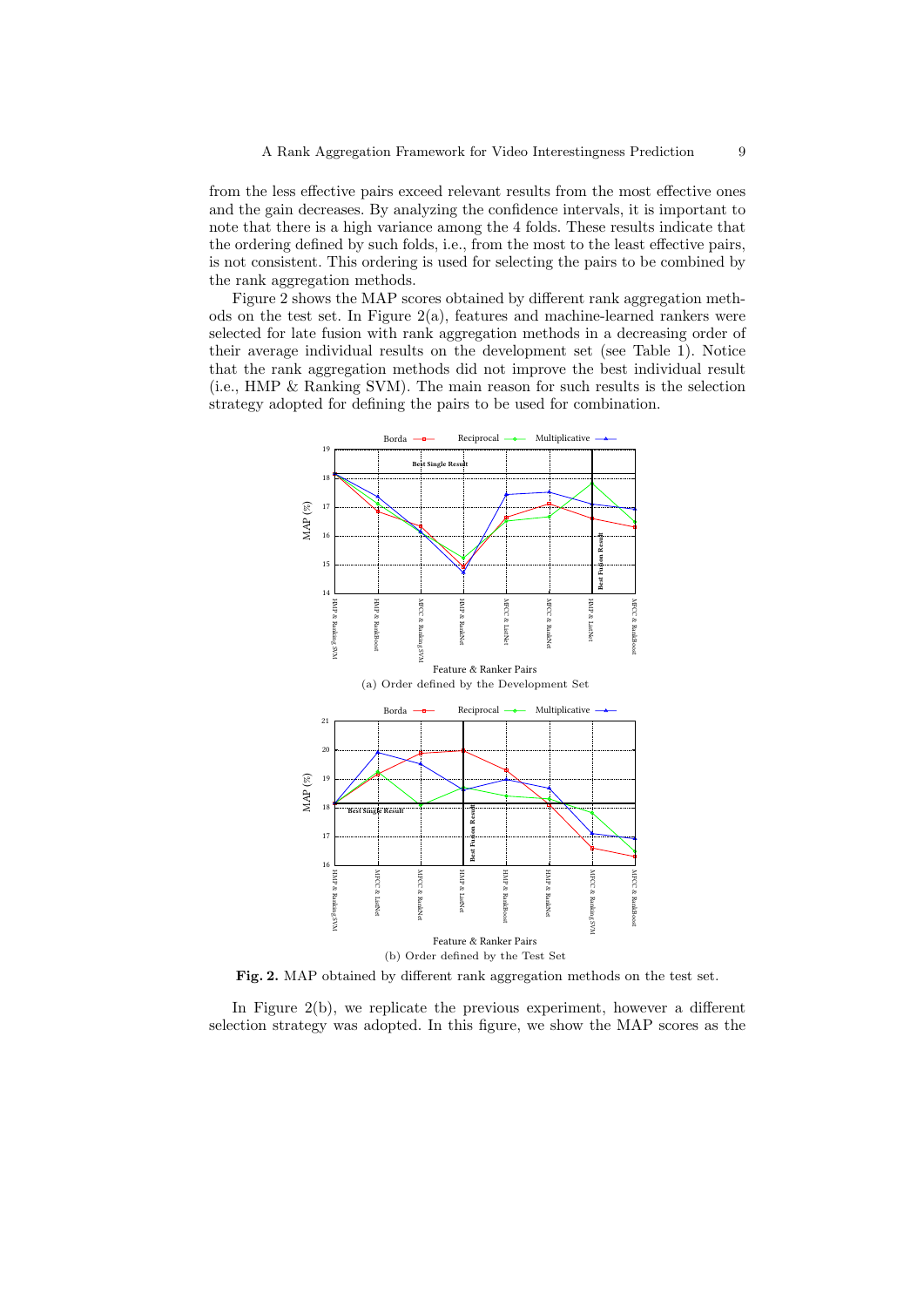from the less effective pairs exceed relevant results from the most effective ones and the gain decreases. By analyzing the confidence intervals, it is important to note that there is a high variance among the 4 folds. These results indicate that the ordering defined by such folds, i.e., from the most to the least effective pairs, is not consistent. This ordering is used for selecting the pairs to be combined by the rank aggregation methods.

Figure 2 shows the MAP scores obtained by different rank aggregation methods on the test set. In Figure 2(a), features and machine-learned rankers were selected for late fusion with rank aggregation methods in a decreasing order of their average individual results on the development set (see Table 1). Notice that the rank aggregation methods did not improve the best individual result (i.e., HMP & Ranking SVM). The main reason for such results is the selection strategy adopted for defining the pairs to be used for combination.

(a) Order defined by the Development Set

(b) Order defined by the Test Set

**Fig. 2.** MAP obtained by different rank aggregation methods on the test set.

In Figure 2(b), we replicate the previous experiment, however a different selection strategy was adopted. In this figure, we show the MAP scores as the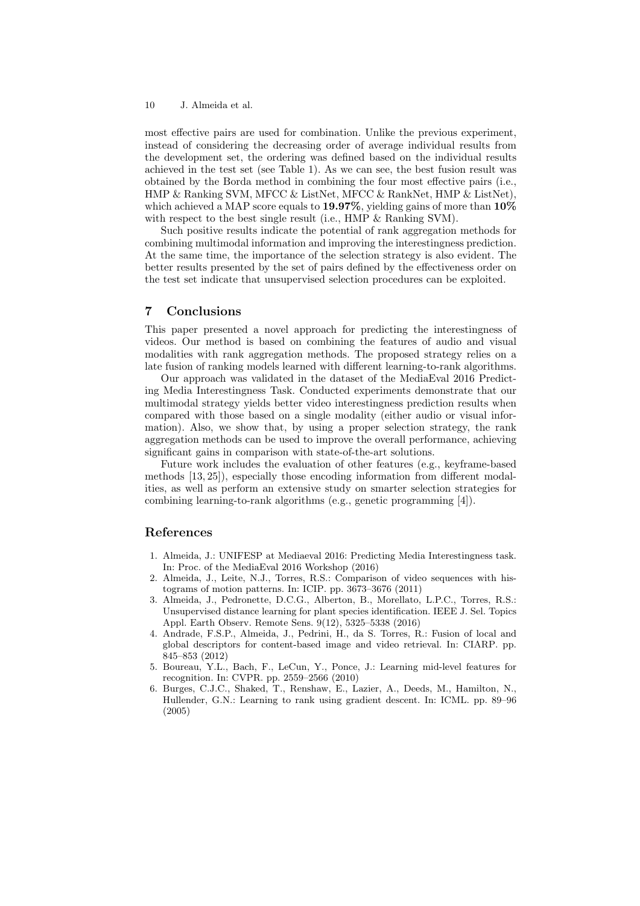most effective pairs are used for combination. Unlike the previous experiment, instead of considering the decreasing order of average individual results from the development set, the ordering was defined based on the individual results achieved in the test set (see Table 1). As we can see, the best fusion result was obtained by the Borda method in combining the four most effective pairs (i.e., HMP & Ranking SVM, MFCC & ListNet, MFCC & RankNet, HMP & ListNet), which achieved a MAP score equals to **19.97%**, yielding gains of more than **10%** with respect to the best single result (i.e., HMP & Ranking SVM).

Such positive results indicate the potential of rank aggregation methods for combining multimodal information and improving the interestingness prediction. At the same time, the importance of the selection strategy is also evident. The better results presented by the set of pairs defined by the effectiveness order on the test set indicate that unsupervised selection procedures can be exploited.

## 7 Conclusions

This paper presented a novel approach for predicting the interestingness of videos. Our method is based on combining the features of audio and visual modalities with rank aggregation methods. The proposed strategy relies on a late fusion of ranking models learned with different learning-to-rank algorithms.

Our approach was validated in the dataset of the MediaEval 2016 Predicting Media Interestingness Task. Conducted experiments demonstrate that our multimodal strategy yields better video interestingness prediction results when compared with those based on a single modality (either audio or visual information). Also, we show that, by using a proper selection strategy, the rank aggregation methods can be used to improve the overall performance, achieving significant gains in comparison with state-of-the-art solutions.

Future work includes the evaluation of other features (e.g., keyframe-based methods [13, 25]), especially those encoding information from different modalities, as well as perform an extensive study on smarter selection strategies for combining learning-to-rank algorithms (e.g., genetic programming [4]).

## References

1. Almeida, J.: UNIFESP at Mediaeval 2016: Predicting Media Interestingness task. In: Proc. of the MediaEval 2016 Workshop (2016)
2. Almeida, J., Leite, N.J., Torres, R.S.: Comparison of video sequences with histograms of motion patterns. In: ICIP. pp. 3673–3676 (2011)
3. Almeida, J., Pedronette, D.C.G., Alberton, B., Morellato, L.P.C., Torres, R.S.: Unsupervised distance learning for plant species identification. IEEE J. Sel. Topics Appl. Earth Observ. Remote Sens. 9(12), 5325–5338 (2016)
4. Andrade, F.S.P., Almeida, J., Pedrini, H., da S. Torres, R.: Fusion of local and global descriptors for content-based image and video retrieval. In: CIARP. pp. 845–853 (2012)
5. Boureau, Y.L., Bach, F., LeCun, Y., Ponce, J.: Learning mid-level features for recognition. In: CVPR. pp. 2559–2566 (2010)
6. Burges, C.J.C., Shaked, T., Renshaw, E., Lazier, A., Deeds, M., Hamilton, N., Hullender, G.N.: Learning to rank using gradient descent. In: ICML. pp. 89–96 (2005)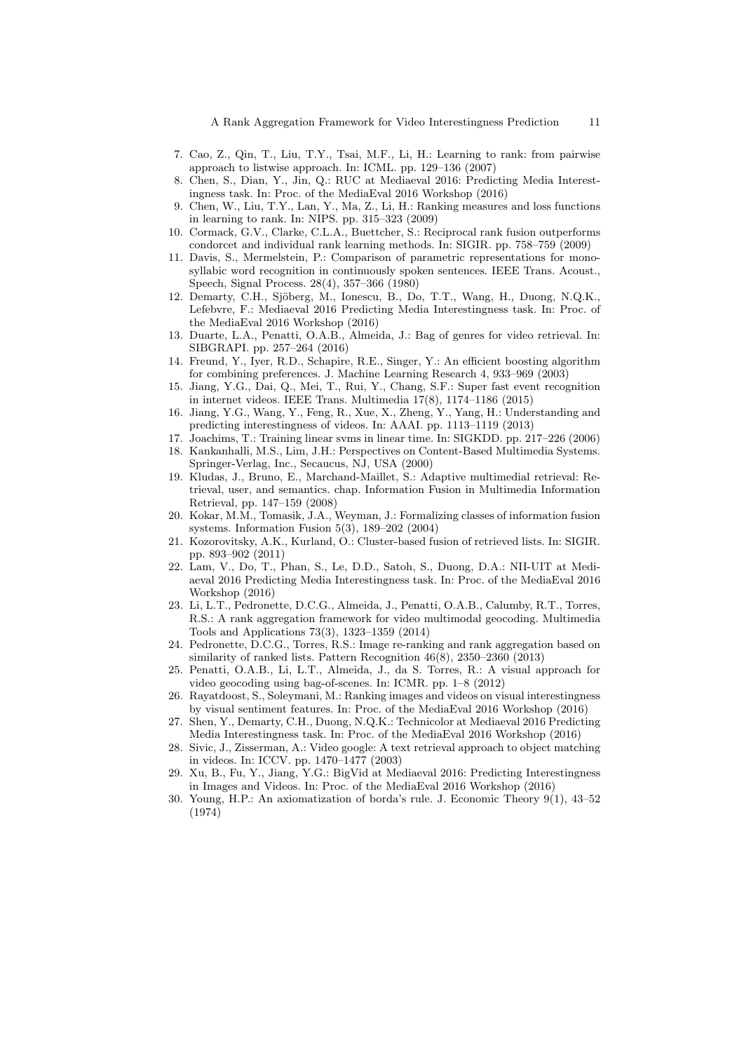7. Cao, Z., Qin, T., Liu, T.Y., Tsai, M.F., Li, H.: Learning to rank: from pairwise approach to listwise approach. In: ICML. pp. 129–136 (2007)
8. Chen, S., Dian, Y., Jin, Q.: RUC at Mediaeval 2016: Predicting Media Interestingness task. In: Proc. of the MediaEval 2016 Workshop (2016)
9. Chen, W., Liu, T.Y., Lan, Y., Ma, Z., Li, H.: Ranking measures and loss functions in learning to rank. In: NIPS. pp. 315–323 (2009)
10. Cormack, G.V., Clarke, C.L.A., Buettcher, S.: Reciprocal rank fusion outperforms condorcet and individual rank learning methods. In: SIGIR. pp. 758–759 (2009)
11. Davis, S., Mermelstein, P.: Comparison of parametric representations for monosyllabic word recognition in continuously spoken sentences. IEEE Trans. Acoust., Speech, Signal Process. 28(4), 357–366 (1980)
12. Demarty, C.H., Sjöberg, M., Ionescu, B., Do, T.T., Wang, H., Duong, N.Q.K., Lefebvre, F.: Mediaeval 2016 Predicting Media Interestingness task. In: Proc. of the MediaEval 2016 Workshop (2016)
13. Duarte, L.A., Penatti, O.A.B., Almeida, J.: Bag of genres for video retrieval. In: SIBGRAPI. pp. 257–264 (2016)
14. Freund, Y., Iyer, R.D., Schapire, R.E., Singer, Y.: An efficient boosting algorithm for combining preferences. J. Machine Learning Research 4, 933–969 (2003)
15. Jiang, Y.G., Dai, Q., Mei, T., Rui, Y., Chang, S.F.: Super fast event recognition in internet videos. IEEE Trans. Multimedia 17(8), 1174–1186 (2015)
16. Jiang, Y.G., Wang, Y., Feng, R., Xue, X., Zheng, Y., Yang, H.: Understanding and predicting interestingness of videos. In: AAAI. pp. 1113–1119 (2013)
17. Joachims, T.: Training linear svms in linear time. In: SIGKDD. pp. 217–226 (2006)
18. Kankanhalli, M.S., Lim, J.H.: Perspectives on Content-Based Multimedia Systems. Springer-Verlag, Inc., Secaucus, NJ, USA (2000)
19. Kludas, J., Bruno, E., Marchand-Maillet, S.: Adaptive multimedial retrieval: Retrieval, user, and semantics. chap. Information Fusion in Multimedia Information Retrieval, pp. 147–159 (2008)
20. Kokar, M.M., Tomasik, J.A., Weyman, J.: Formalizing classes of information fusion systems. Information Fusion 5(3), 189–202 (2004)
21. Kozorovitsky, A.K., Kurland, O.: Cluster-based fusion of retrieved lists. In: SIGIR. pp. 893–902 (2011)
22. Lam, V., Do, T., Phan, S., Le, D.D., Satoh, S., Duong, D.A.: NII-UIT at Mediaeval 2016 Predicting Media Interestingness task. In: Proc. of the MediaEval 2016 Workshop (2016)
23. Li, L.T., Pedronette, D.C.G., Almeida, J., Penatti, O.A.B., Calumby, R.T., Torres, R.S.: A rank aggregation framework for video multimodal geocoding. Multimedia Tools and Applications 73(3), 1323–1359 (2014)
24. Pedronette, D.C.G., Torres, R.S.: Image re-ranking and rank aggregation based on similarity of ranked lists. Pattern Recognition 46(8), 2350–2360 (2013)
25. Penatti, O.A.B., Li, L.T., Almeida, J., da S. Torres, R.: A visual approach for video geocoding using bag-of-scenes. In: ICMR. pp. 1–8 (2012)
26. Rayatdoost, S., Soleymani, M.: Ranking images and videos on visual interestingness by visual sentiment features. In: Proc. of the MediaEval 2016 Workshop (2016)
27. Shen, Y., Demarty, C.H., Duong, N.Q.K.: Technicolor at Mediaeval 2016 Predicting Media Interestingness task. In: Proc. of the MediaEval 2016 Workshop (2016)
28. Sivic, J., Zisserman, A.: Video google: A text retrieval approach to object matching in videos. In: ICCV. pp. 1470–1477 (2003)
29. Xu, B., Fu, Y., Jiang, Y.G.: BigVid at Mediaeval 2016: Predicting Interestingness in Images and Videos. In: Proc. of the MediaEval 2016 Workshop (2016)
30. Young, H.P.: An axiomatization of borda's rule. J. Economic Theory 9(1), 43–52 (1974)